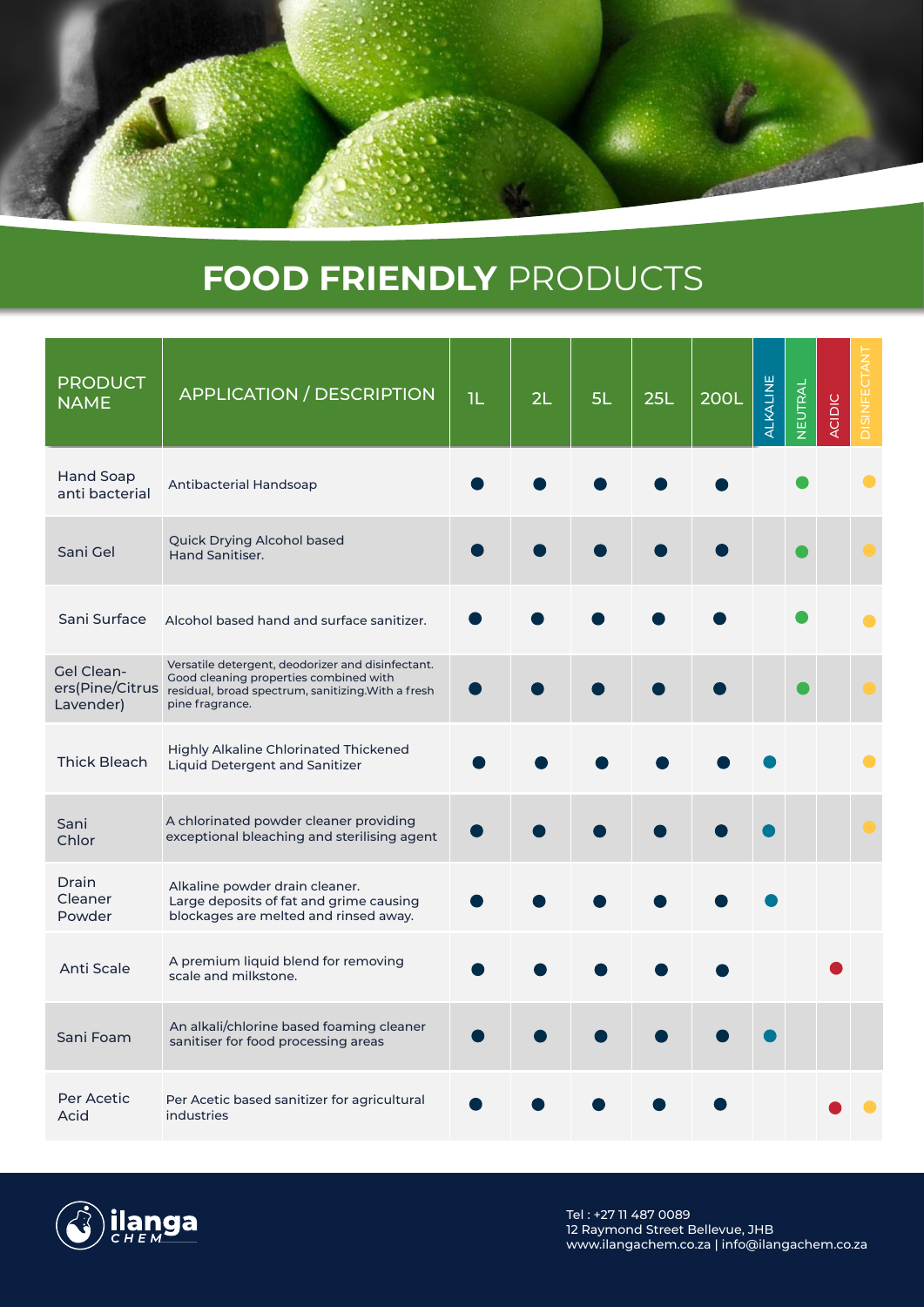# **FOOD FRIENDLY** PRODUCTS

| PRODUCT NAME | APPLICATION / DESCRIPTION | 1L | 2L | 5L | 25L | 200L | ALKALINE | NEUTRAL | ACIDIC | DISINFECTANT |
|---|---|---|---|---|---|---|---|---|---|---|
| Hand Soap anti bacterial | Antibacterial Handsoap | ● | ● | ● | ● | ● | | ● | | ● |
| Sani Gel | Quick Drying Alcohol based Hand Sanitiser. | ● | ● | ● | ● | ● | | ● | | ● |
| Sani Surface | Alcohol based hand and surface sanitizer. | ● | ● | ● | ● | ● | | ● | | ● |
| Gel Cleaners(Pine/Citrus Lavender) | Versatile detergent, deodorizer and disinfectant. Good cleaning properties combined with residual, broad spectrum, sanitizing.With a fresh pine fragrance. | ● | ● | ● | ● | ● | | ● | | ● |
| Thick Bleach | Highly Alkaline Chlorinated Thickened Liquid Detergent and Sanitizer | ● | ● | ● | ● | ● | ● | | | ● |
| Sani Chlor | A chlorinated powder cleaner providing exceptional bleaching and sterilising agent | ● | ● | ● | ● | ● | ● | | | ● |
| Drain Cleaner Powder | Alkaline powder drain cleaner. Large deposits of fat and grime causing blockages are melted and rinsed away. | ● | ● | ● | ● | ● | ● | | | |
| Anti Scale | A premium liquid blend for removing scale and milkstone. | ● | ● | ● | ● | ● | | | ● | |
| Sani Foam | An alkali/chlorine based foaming cleaner sanitiser for food processing areas | ● | ● | ● | ● | ● | ● | | | |
| Per Acetic Acid | Per Acetic based sanitizer for agricultural industries | ● | ● | ● | ● | ● | | | ● | ● |

ilanga CHEM

Tel : +27 11 487 0089
12 Raymond Street Bellevue, JHB
www.ilangachem.co.za | info@ilangachem.co.za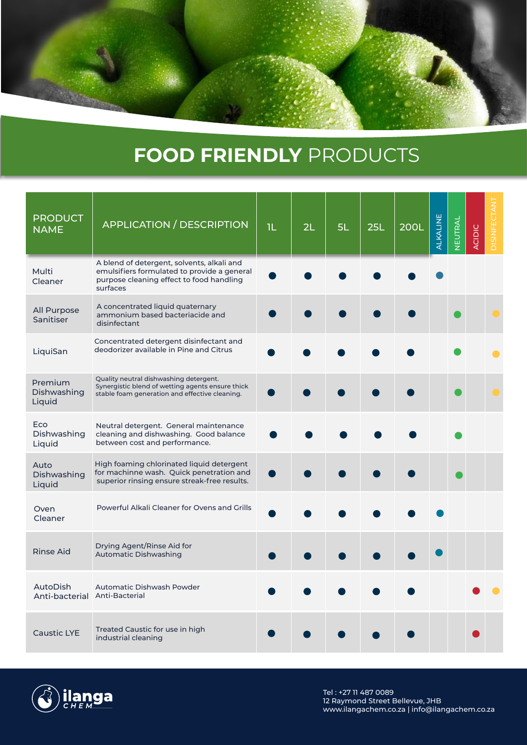# **FOOD FRIENDLY** PRODUCTS

| PRODUCT NAME | APPLICATION / DESCRIPTION | 1L | 2L | 5L | 25L | 200L | ALKALINE | NEUTRAL | ACIDIC | DISINFECTANT |
|---|---|---|---|---|---|---|---|---|---|---|
| Multi Cleaner | A blend of detergent, solvents, alkali and emulsifiers formulated to provide a general purpose cleaning effect to food handling surfaces | ● | ● | ● | ● | ● | ● | | | |
| All Purpose Sanitiser | A concentrated liquid quaternary ammonium based bacteriacide and disinfectant | ● | ● | ● | ● | ● | | ● | | ● |
| LiquiSan | Concentrated detergent disinfectant and deodorizer available in Pine and Citrus | ● | ● | ● | ● | ● | | ● | | ● |
| Premium Dishwashing Liquid | Quality neutral dishwashing detergent. Synergistic blend of wetting agents ensure thick stable foam generation and effective cleaning. | ● | ● | ● | ● | ● | | ● | | ● |
| Eco Dishwashing Liquid | Neutral detergent. General maintenance cleaning and dishwashing. Good balance between cost and performance. | ● | ● | ● | ● | ● | | ● | | |
| Auto Dishwashing Liquid | High foaming chlorinated liquid detergent for machinne wash. Quick penetration and superior rinsing ensure streak-free results. | ● | ● | ● | ● | ● | | ● | | |
| Oven Cleaner | Powerful Alkali Cleaner for Ovens and Grills | ● | ● | ● | ● | ● | ● | | | |
| Rinse Aid | Drying Agent/Rinse Aid for Automatic Dishwashing | ● | ● | ● | ● | ● | ● | | | |
| AutoDish Anti-bacterial | Automatic Dishwash Powder Anti-Bacterial | ● | ● | ● | ● | ● | | | ● | ● |
| Caustic LYE | Treated Caustic for use in high industrial cleaning | ● | ● | ● | ● | ● | | | ● | |

ilanga CHEM

Tel : +27 11 487 0089
12 Raymond Street Bellevue, JHB
www.ilangachem.co.za | info@ilangachem.co.za